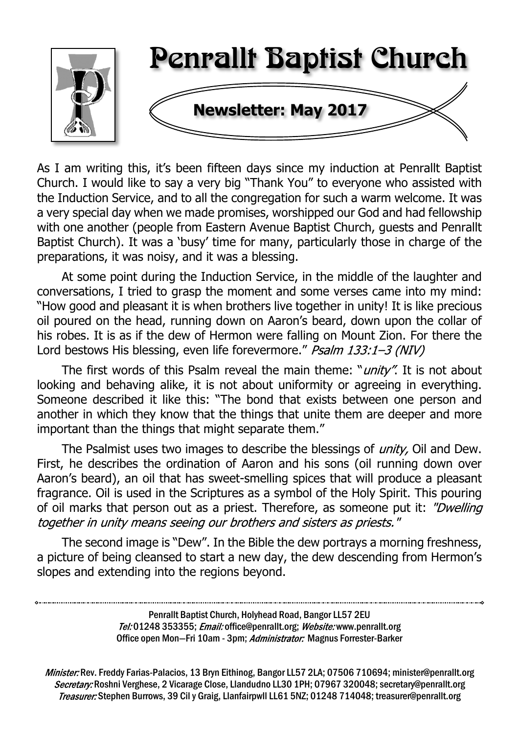# Penrallt Baptist Church

## Newsletter: May 2017

As I am writing this, it's been fifteen days since my induction at Penrallt Baptist Church. I would like to say a very big "Thank You" to everyone who assisted with the Induction Service, and to all the congregation for such a warm welcome. It was a very special day when we made promises, worshipped our God and had fellowship with one another (people from Eastern Avenue Baptist Church, guests and Penrallt Baptist Church). It was a 'busy' time for many, particularly those in charge of the preparations, it was noisy, and it was a blessing.

At some point during the Induction Service, in the middle of the laughter and conversations, I tried to grasp the moment and some verses came into my mind: "How good and pleasant it is when brothers live together in unity! It is like precious oil poured on the head, running down on Aaron's beard, down upon the collar of his robes. It is as if the dew of Hermon were falling on Mount Zion. For there the Lord bestows His blessing, even life forevermore." *Psalm 133:1–3 (NIV)*

The first words of this Psalm reveal the main theme: "*unity"*. It is not about looking and behaving alike, it is not about uniformity or agreeing in everything. Someone described it like this: "The bond that exists between one person and another in which they know that the things that unite them are deeper and more important than the things that might separate them."

The Psalmist uses two images to describe the blessings of *unity,* Oil and Dew. First, he describes the ordination of Aaron and his sons (oil running down over Aaron's beard), an oil that has sweet-smelling spices that will produce a pleasant fragrance. Oil is used in the Scriptures as a symbol of the Holy Spirit. This pouring of oil marks that person out as a priest. Therefore, as someone put it: *"Dwelling together in unity means seeing our brothers and sisters as priests."*

The second image is "Dew". In the Bible the dew portrays a morning freshness, a picture of being cleansed to start a new day, the dew descending from Hermon's slopes and extending into the regions beyond.

---

Penrallt Baptist Church, Holyhead Road, Bangor LL57 2EU
*Tel:* 01248 353355; *Email:* office@penrallt.org; *Website:* www.penrallt.org
Office open Mon—Fri 10am - 3pm; *Administrator:* Magnus Forrester-Barker

*Minister:* Rev. Freddy Farias-Palacios, 13 Bryn Eithinog, Bangor LL57 2LA; 07506 710694; minister@penrallt.org
*Secretary:* Roshni Verghese, 2 Vicarage Close, Llandudno LL30 1PH; 07967 320048; secretary@penrallt.org
*Treasurer:* Stephen Burrows, 39 Cil y Graig, Llanfairpwll LL61 5NZ; 01248 714048; treasurer@penrallt.org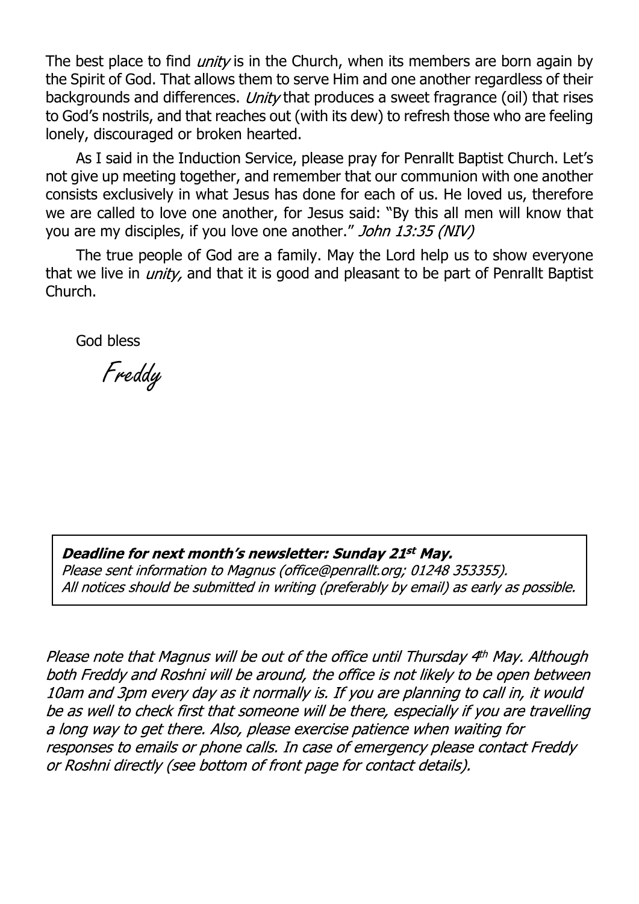The best place to find *unity* is in the Church, when its members are born again by the Spirit of God. That allows them to serve Him and one another regardless of their backgrounds and differences. *Unity* that produces a sweet fragrance (oil) that rises to God's nostrils, and that reaches out (with its dew) to refresh those who are feeling lonely, discouraged or broken hearted.

As I said in the Induction Service, please pray for Penrallt Baptist Church. Let's not give up meeting together, and remember that our communion with one another consists exclusively in what Jesus has done for each of us. He loved us, therefore we are called to love one another, for Jesus said: "By this all men will know that you are my disciples, if you love one another." *John 13:35 (NIV)*

The true people of God are a family. May the Lord help us to show everyone that we live in *unity,* and that it is good and pleasant to be part of Penrallt Baptist Church.

God bless

Freddy

***Deadline for next month's newsletter: Sunday 21st May.***
*Please sent information to Magnus (office@penrallt.org; 01248 353355).*
*All notices should be submitted in writing (preferably by email) as early as possible.*

*Please note that Magnus will be out of the office until Thursday 4th May. Although both Freddy and Roshni will be around, the office is not likely to be open between 10am and 3pm every day as it normally is. If you are planning to call in, it would be as well to check first that someone will be there, especially if you are travelling a long way to get there. Also, please exercise patience when waiting for responses to emails or phone calls. In case of emergency please contact Freddy or Roshni directly (see bottom of front page for contact details).*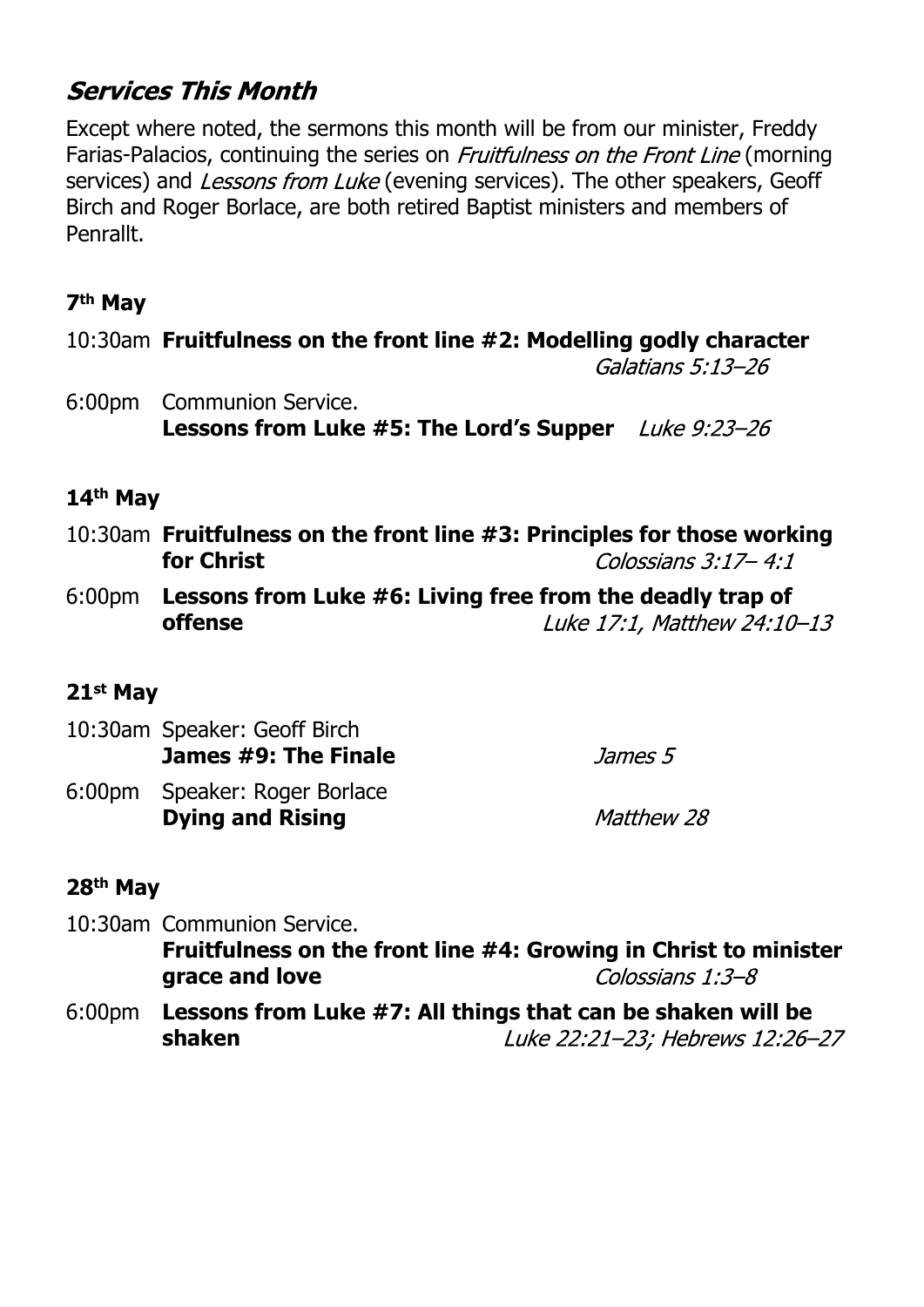## *Services This Month*

Except where noted, the sermons this month will be from our minister, Freddy Farias-Palacios, continuing the series on *Fruitfulness on the Front Line* (morning services) and *Lessons from Luke* (evening services). The other speakers, Geoff Birch and Roger Borlace, are both retired Baptist ministers and members of Penrallt.

### 7th May

10:30am **Fruitfulness on the front line #2: Modelling godly character** *Galatians 5:13–26*

6:00pm Communion Service.
**Lessons from Luke #5: The Lord's Supper** *Luke 9:23–26*

### 14th May

10:30am **Fruitfulness on the front line #3: Principles for those working for Christ** *Colossians 3:17– 4:1*

6:00pm **Lessons from Luke #6: Living free from the deadly trap of offense** *Luke 17:1, Matthew 24:10–13*

### 21st May

10:30am Speaker: Geoff Birch
**James #9: The Finale** *James 5*

6:00pm Speaker: Roger Borlace
**Dying and Rising** *Matthew 28*

### 28th May

10:30am Communion Service.
**Fruitfulness on the front line #4: Growing in Christ to minister grace and love** *Colossians 1:3–8*

6:00pm **Lessons from Luke #7: All things that can be shaken will be shaken** *Luke 22:21–23; Hebrews 12:26–27*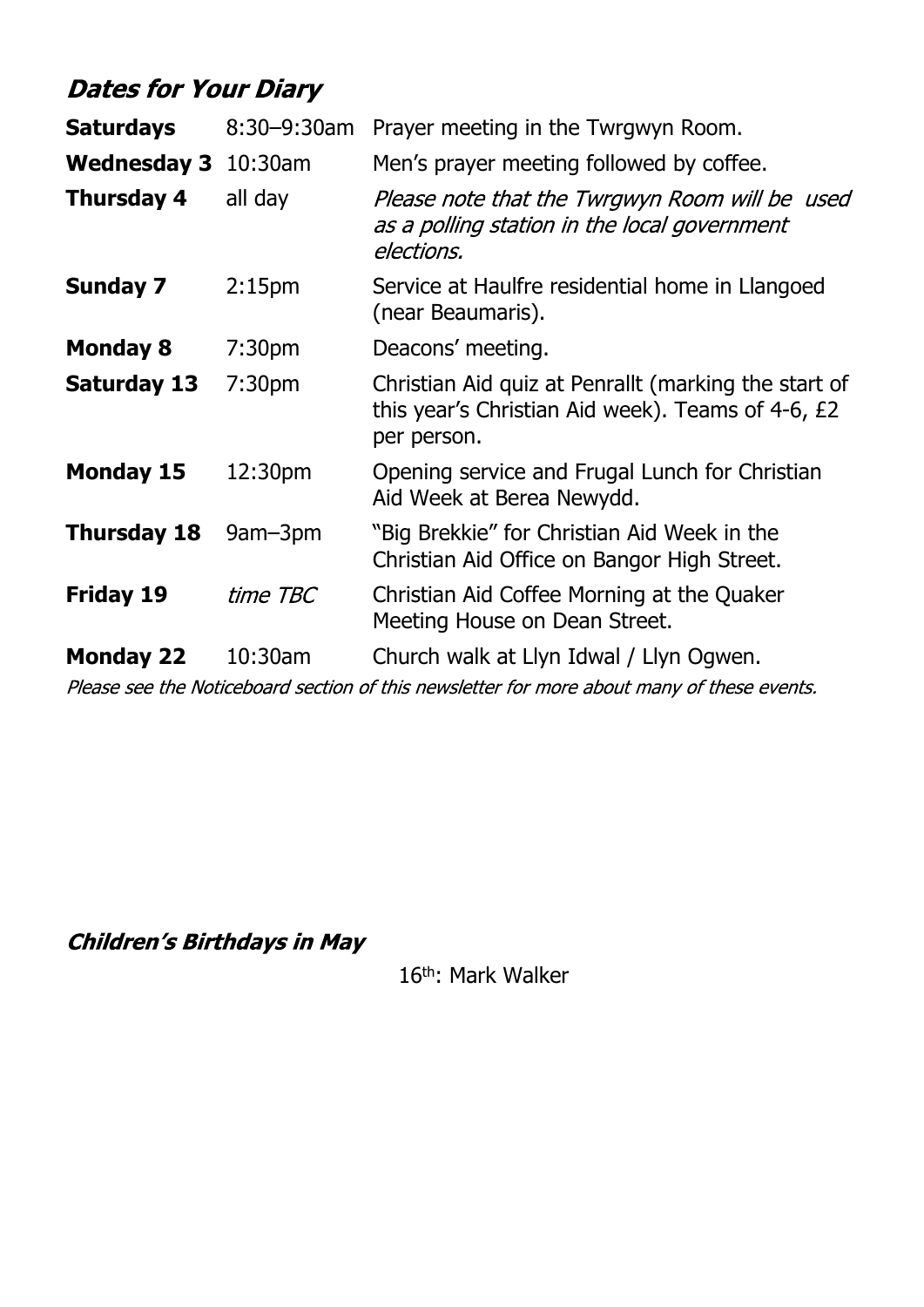## *Dates for Your Diary*

| | | |
|---|---|---|
| **Saturdays** | 8:30–9:30am | Prayer meeting in the Twrgwyn Room. |
| **Wednesday 3** | 10:30am | Men's prayer meeting followed by coffee. |
| **Thursday 4** | all day | *Please note that the Twrgwyn Room will be used as a polling station in the local government elections.* |
| **Sunday 7** | 2:15pm | Service at Haulfre residential home in Llangoed (near Beaumaris). |
| **Monday 8** | 7:30pm | Deacons' meeting. |
| **Saturday 13** | 7:30pm | Christian Aid quiz at Penrallt (marking the start of this year's Christian Aid week). Teams of 4-6, £2 per person. |
| **Monday 15** | 12:30pm | Opening service and Frugal Lunch for Christian Aid Week at Berea Newydd. |
| **Thursday 18** | 9am–3pm | "Big Brekkie" for Christian Aid Week in the Christian Aid Office on Bangor High Street. |
| **Friday 19** | *time TBC* | Christian Aid Coffee Morning at the Quaker Meeting House on Dean Street. |
| **Monday 22** | 10:30am | Church walk at Llyn Idwal / Llyn Ogwen. |

*Please see the Noticeboard section of this newsletter for more about many of these events.*

## *Children's Birthdays in May*

16th: Mark Walker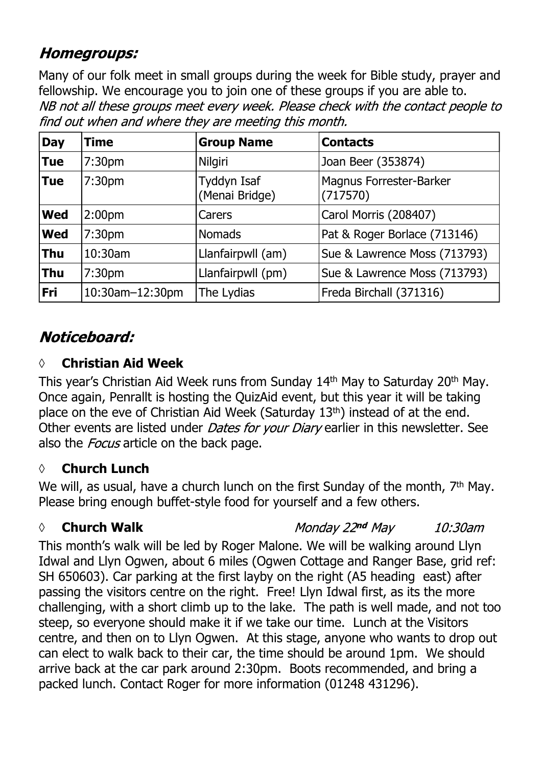## *Homegroups:*

Many of our folk meet in small groups during the week for Bible study, prayer and fellowship. We encourage you to join one of these groups if you are able to.
*NB not all these groups meet every week. Please check with the contact people to find out when and where they are meeting this month.*

| Day | Time | Group Name | Contacts |
|---|---|---|---|
| **Tue** | 7:30pm | Nilgiri | Joan Beer (353874) |
| **Tue** | 7:30pm | Tyddyn Isaf (Menai Bridge) | Magnus Forrester-Barker (717570) |
| **Wed** | 2:00pm | Carers | Carol Morris (208407) |
| **Wed** | 7:30pm | Nomads | Pat & Roger Borlace (713146) |
| **Thu** | 10:30am | Llanfairpwll (am) | Sue & Lawrence Moss (713793) |
| **Thu** | 7:30pm | Llanfairpwll (pm) | Sue & Lawrence Moss (713793) |
| **Fri** | 10:30am–12:30pm | The Lydias | Freda Birchall (371316) |

## *Noticeboard:*

### ◊ **Christian Aid Week**

This year's Christian Aid Week runs from Sunday 14th May to Saturday 20th May. Once again, Penrallt is hosting the QuizAid event, but this year it will be taking place on the eve of Christian Aid Week (Saturday 13th) instead of at the end. Other events are listed under *Dates for your Diary* earlier in this newsletter. See also the *Focus* article on the back page.

### ◊ **Church Lunch**

We will, as usual, have a church lunch on the first Sunday of the month, 7th May. Please bring enough buffet-style food for yourself and a few others.

### ◊ **Church Walk** *Monday 22nd May 10:30am*

This month's walk will be led by Roger Malone. We will be walking around Llyn Idwal and Llyn Ogwen, about 6 miles (Ogwen Cottage and Ranger Base, grid ref: SH 650603). Car parking at the first layby on the right (A5 heading east) after passing the visitors centre on the right. Free! Llyn Idwal first, as its the more challenging, with a short climb up to the lake. The path is well made, and not too steep, so everyone should make it if we take our time. Lunch at the Visitors centre, and then on to Llyn Ogwen. At this stage, anyone who wants to drop out can elect to walk back to their car, the time should be around 1pm. We should arrive back at the car park around 2:30pm. Boots recommended, and bring a packed lunch. Contact Roger for more information (01248 431296).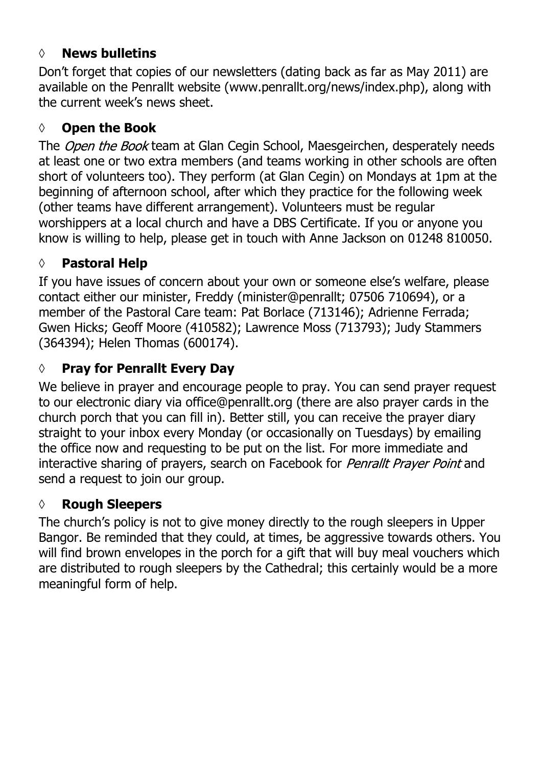## ◊ News bulletins

Don't forget that copies of our newsletters (dating back as far as May 2011) are available on the Penrallt website (www.penrallt.org/news/index.php), along with the current week's news sheet.

## ◊ Open the Book

The *Open the Book* team at Glan Cegin School, Maesgeirchen, desperately needs at least one or two extra members (and teams working in other schools are often short of volunteers too). They perform (at Glan Cegin) on Mondays at 1pm at the beginning of afternoon school, after which they practice for the following week (other teams have different arrangement). Volunteers must be regular worshippers at a local church and have a DBS Certificate. If you or anyone you know is willing to help, please get in touch with Anne Jackson on 01248 810050.

## ◊ Pastoral Help

If you have issues of concern about your own or someone else's welfare, please contact either our minister, Freddy (minister@penrallt; 07506 710694), or a member of the Pastoral Care team: Pat Borlace (713146); Adrienne Ferrada; Gwen Hicks; Geoff Moore (410582); Lawrence Moss (713793); Judy Stammers (364394); Helen Thomas (600174).

## ◊ Pray for Penrallt Every Day

We believe in prayer and encourage people to pray. You can send prayer request to our electronic diary via office@penrallt.org (there are also prayer cards in the church porch that you can fill in). Better still, you can receive the prayer diary straight to your inbox every Monday (or occasionally on Tuesdays) by emailing the office now and requesting to be put on the list. For more immediate and interactive sharing of prayers, search on Facebook for *Penrallt Prayer Point* and send a request to join our group.

## ◊ Rough Sleepers

The church's policy is not to give money directly to the rough sleepers in Upper Bangor. Be reminded that they could, at times, be aggressive towards others. You will find brown envelopes in the porch for a gift that will buy meal vouchers which are distributed to rough sleepers by the Cathedral; this certainly would be a more meaningful form of help.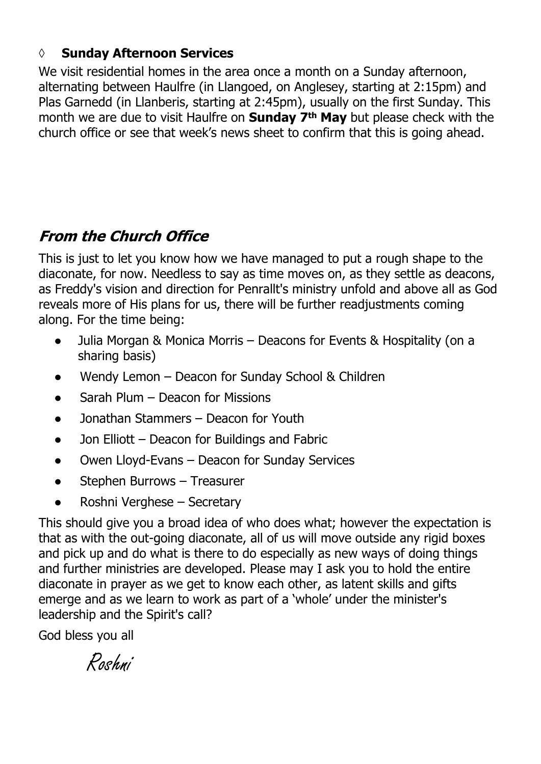### ◊ **Sunday Afternoon Services**

We visit residential homes in the area once a month on a Sunday afternoon, alternating between Haulfre (in Llangoed, on Anglesey, starting at 2:15pm) and Plas Garnedd (in Llanberis, starting at 2:45pm), usually on the first Sunday. This month we are due to visit Haulfre on **Sunday 7th May** but please check with the church office or see that week's news sheet to confirm that this is going ahead.

## *From the Church Office*

This is just to let you know how we have managed to put a rough shape to the diaconate, for now. Needless to say as time moves on, as they settle as deacons, as Freddy's vision and direction for Penrallt's ministry unfold and above all as God reveals more of His plans for us, there will be further readjustments coming along. For the time being:

- Julia Morgan & Monica Morris – Deacons for Events & Hospitality (on a sharing basis)
- Wendy Lemon – Deacon for Sunday School & Children
- Sarah Plum – Deacon for Missions
- Jonathan Stammers – Deacon for Youth
- Jon Elliott – Deacon for Buildings and Fabric
- Owen Lloyd-Evans – Deacon for Sunday Services
- Stephen Burrows – Treasurer
- Roshni Verghese – Secretary

This should give you a broad idea of who does what; however the expectation is that as with the out-going diaconate, all of us will move outside any rigid boxes and pick up and do what is there to do especially as new ways of doing things and further ministries are developed. Please may I ask you to hold the entire diaconate in prayer as we get to know each other, as latent skills and gifts emerge and as we learn to work as part of a 'whole' under the minister's leadership and the Spirit's call?

God bless you all

*Roshni*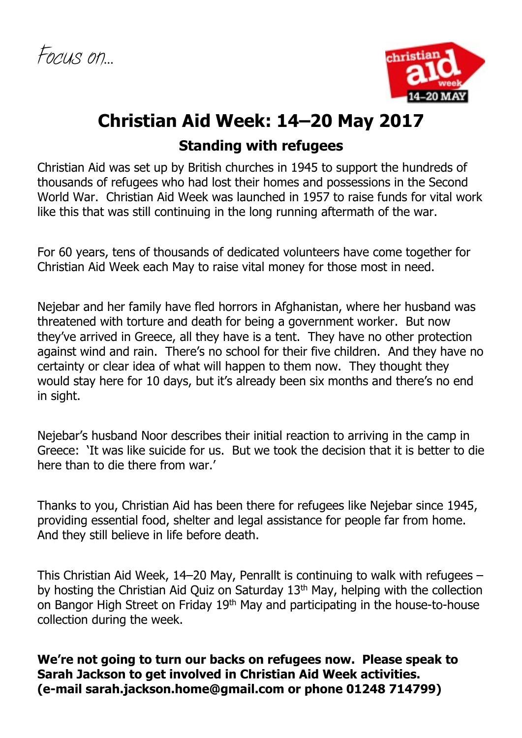*Focus on…*

# Christian Aid Week: 14–20 May 2017

## Standing with refugees

Christian Aid was set up by British churches in 1945 to support the hundreds of thousands of refugees who had lost their homes and possessions in the Second World War. Christian Aid Week was launched in 1957 to raise funds for vital work like this that was still continuing in the long running aftermath of the war.

For 60 years, tens of thousands of dedicated volunteers have come together for Christian Aid Week each May to raise vital money for those most in need.

Nejebar and her family have fled horrors in Afghanistan, where her husband was threatened with torture and death for being a government worker. But now they've arrived in Greece, all they have is a tent. They have no other protection against wind and rain. There's no school for their five children. And they have no certainty or clear idea of what will happen to them now. They thought they would stay here for 10 days, but it's already been six months and there's no end in sight.

Nejebar's husband Noor describes their initial reaction to arriving in the camp in Greece: 'It was like suicide for us. But we took the decision that it is better to die here than to die there from war.'

Thanks to you, Christian Aid has been there for refugees like Nejebar since 1945, providing essential food, shelter and legal assistance for people far from home. And they still believe in life before death.

This Christian Aid Week, 14–20 May, Penrallt is continuing to walk with refugees – by hosting the Christian Aid Quiz on Saturday 13th May, helping with the collection on Bangor High Street on Friday 19th May and participating in the house-to-house collection during the week.

**We're not going to turn our backs on refugees now. Please speak to Sarah Jackson to get involved in Christian Aid Week activities. (e-mail sarah.jackson.home@gmail.com or phone 01248 714799)**